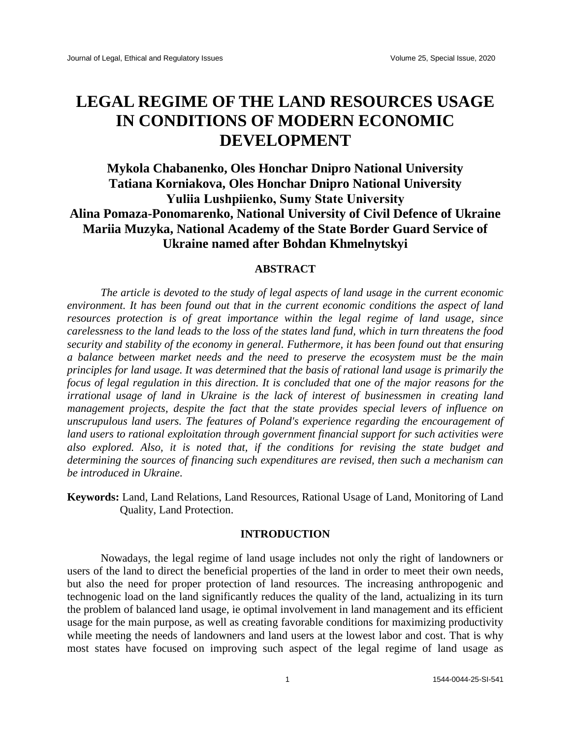# LEGAL REGIME OF THE LAND RESOURCES USAGE IN CONDITIONS OF MODERN ECONOMIC DEVELOPMENT

**Mykola Chabanenko, Oles Honchar Dnipro National University**
**Tatiana Korniakova, Oles Honchar Dnipro National University**
**Yuliia Lushpiienko, Sumy State University**
**Alina Pomaza-Ponomarenko, National University of Civil Defence of Ukraine**
**Mariia Muzyka, National Academy of the State Border Guard Service of Ukraine named after Bohdan Khmelnytskyi**

## ABSTRACT

*The article is devoted to the study of legal aspects of land usage in the current economic environment. It has been found out that in the current economic conditions the aspect of land resources protection is of great importance within the legal regime of land usage, since carelessness to the land leads to the loss of the states land fund, which in turn threatens the food security and stability of the economy in general. Futhermore, it has been found out that ensuring a balance between market needs and the need to preserve the ecosystem must be the main principles for land usage. It was determined that the basis of rational land usage is primarily the focus of legal regulation in this direction. It is concluded that one of the major reasons for the irrational usage of land in Ukraine is the lack of interest of businessmen in creating land management projects, despite the fact that the state provides special levers of influence on unscrupulous land users. The features of Poland's experience regarding the encouragement of land users to rational exploitation through government financial support for such activities were also explored. Also, it is noted that, if the conditions for revising the state budget and determining the sources of financing such expenditures are revised, then such a mechanism can be introduced in Ukraine.*

**Keywords:** Land, Land Relations, Land Resources, Rational Usage of Land, Monitoring of Land Quality, Land Protection.

## INTRODUCTION

Nowadays, the legal regime of land usage includes not only the right of landowners or users of the land to direct the beneficial properties of the land in order to meet their own needs, but also the need for proper protection of land resources. The increasing anthropogenic and technogenic load on the land significantly reduces the quality of the land, actualizing in its turn the problem of balanced land usage, ie optimal involvement in land management and its efficient usage for the main purpose, as well as creating favorable conditions for maximizing productivity while meeting the needs of landowners and land users at the lowest labor and cost. That is why most states have focused on improving such aspect of the legal regime of land usage as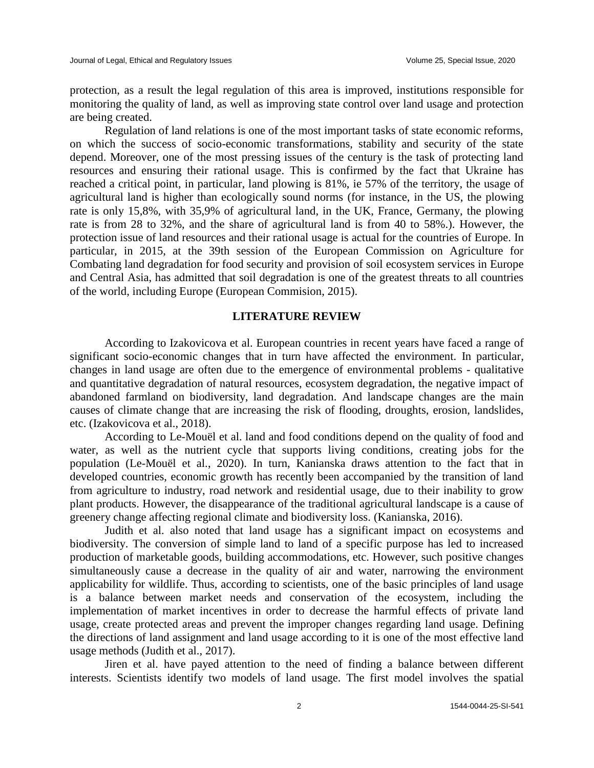protection, as a result the legal regulation of this area is improved, institutions responsible for monitoring the quality of land, as well as improving state control over land usage and protection are being created.

Regulation of land relations is one of the most important tasks of state economic reforms, on which the success of socio-economic transformations, stability and security of the state depend. Moreover, one of the most pressing issues of the century is the task of protecting land resources and ensuring their rational usage. This is confirmed by the fact that Ukraine has reached a critical point, in particular, land plowing is 81%, ie 57% of the territory, the usage of agricultural land is higher than ecologically sound norms (for instance, in the US, the plowing rate is only 15,8%, with 35,9% of agricultural land, in the UK, France, Germany, the plowing rate is from 28 to 32%, and the share of agricultural land is from 40 to 58%.). However, the protection issue of land resources and their rational usage is actual for the countries of Europe. In particular, in 2015, at the 39th session of the European Commission on Agriculture for Combating land degradation for food security and provision of soil ecosystem services in Europe and Central Asia, has admitted that soil degradation is one of the greatest threats to all countries of the world, including Europe (European Commision, 2015).

## LITERATURE REVIEW

According to Izakovicova et al. European countries in recent years have faced a range of significant socio-economic changes that in turn have affected the environment. In particular, changes in land usage are often due to the emergence of environmental problems - qualitative and quantitative degradation of natural resources, ecosystem degradation, the negative impact of abandoned farmland on biodiversity, land degradation. And landscape changes are the main causes of climate change that are increasing the risk of flooding, droughts, erosion, landslides, etc. (Izakovicova et al., 2018).

According to Le-Mouël et al. land and food conditions depend on the quality of food and water, as well as the nutrient cycle that supports living conditions, creating jobs for the population (Le-Mouël et al., 2020). In turn, Kanianska draws attention to the fact that in developed countries, economic growth has recently been accompanied by the transition of land from agriculture to industry, road network and residential usage, due to their inability to grow plant products. However, the disappearance of the traditional agricultural landscape is a cause of greenery change affecting regional climate and biodiversity loss. (Kanianska, 2016).

Judith et al. also noted that land usage has a significant impact on ecosystems and biodiversity. The conversion of simple land to land of a specific purpose has led to increased production of marketable goods, building accommodations, etc. However, such positive changes simultaneously cause a decrease in the quality of air and water, narrowing the environment applicability for wildlife. Thus, according to scientists, one of the basic principles of land usage is a balance between market needs and conservation of the ecosystem, including the implementation of market incentives in order to decrease the harmful effects of private land usage, create protected areas and prevent the improper changes regarding land usage. Defining the directions of land assignment and land usage according to it is one of the most effective land usage methods (Judith et al., 2017).

Jiren et al. have payed attention to the need of finding a balance between different interests. Scientists identify two models of land usage. The first model involves the spatial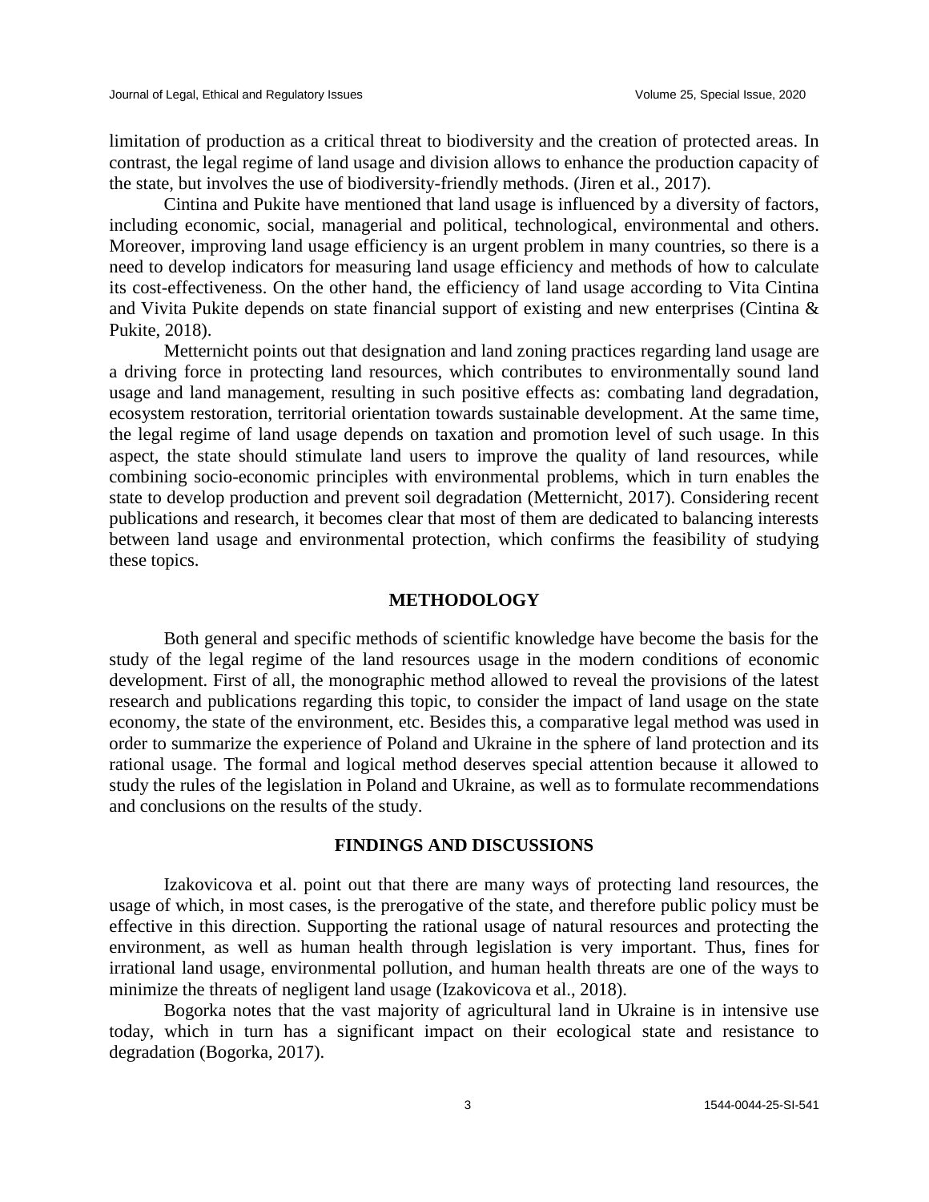limitation of production as a critical threat to biodiversity and the creation of protected areas. In contrast, the legal regime of land usage and division allows to enhance the production capacity of the state, but involves the use of biodiversity-friendly methods. (Jiren et al., 2017).

Cintina and Pukite have mentioned that land usage is influenced by a diversity of factors, including economic, social, managerial and political, technological, environmental and others. Moreover, improving land usage efficiency is an urgent problem in many countries, so there is a need to develop indicators for measuring land usage efficiency and methods of how to calculate its cost-effectiveness. On the other hand, the efficiency of land usage according to Vita Cintina and Vivita Pukite depends on state financial support of existing and new enterprises (Cintina & Pukite, 2018).

Metternicht points out that designation and land zoning practices regarding land usage are a driving force in protecting land resources, which contributes to environmentally sound land usage and land management, resulting in such positive effects as: combating land degradation, ecosystem restoration, territorial orientation towards sustainable development. At the same time, the legal regime of land usage depends on taxation and promotion level of such usage. In this aspect, the state should stimulate land users to improve the quality of land resources, while combining socio-economic principles with environmental problems, which in turn enables the state to develop production and prevent soil degradation (Metternicht, 2017). Considering recent publications and research, it becomes clear that most of them are dedicated to balancing interests between land usage and environmental protection, which confirms the feasibility of studying these topics.

## METHODOLOGY

Both general and specific methods of scientific knowledge have become the basis for the study of the legal regime of the land resources usage in the modern conditions of economic development. First of all, the monographic method allowed to reveal the provisions of the latest research and publications regarding this topic, to consider the impact of land usage on the state economy, the state of the environment, etc. Besides this, a comparative legal method was used in order to summarize the experience of Poland and Ukraine in the sphere of land protection and its rational usage. The formal and logical method deserves special attention because it allowed to study the rules of the legislation in Poland and Ukraine, as well as to formulate recommendations and conclusions on the results of the study.

## FINDINGS AND DISCUSSIONS

Izakovicova et al. point out that there are many ways of protecting land resources, the usage of which, in most cases, is the prerogative of the state, and therefore public policy must be effective in this direction. Supporting the rational usage of natural resources and protecting the environment, as well as human health through legislation is very important. Thus, fines for irrational land usage, environmental pollution, and human health threats are one of the ways to minimize the threats of negligent land usage (Izakovicova et al., 2018).

Bogorka notes that the vast majority of agricultural land in Ukraine is in intensive use today, which in turn has a significant impact on their ecological state and resistance to degradation (Bogorka, 2017).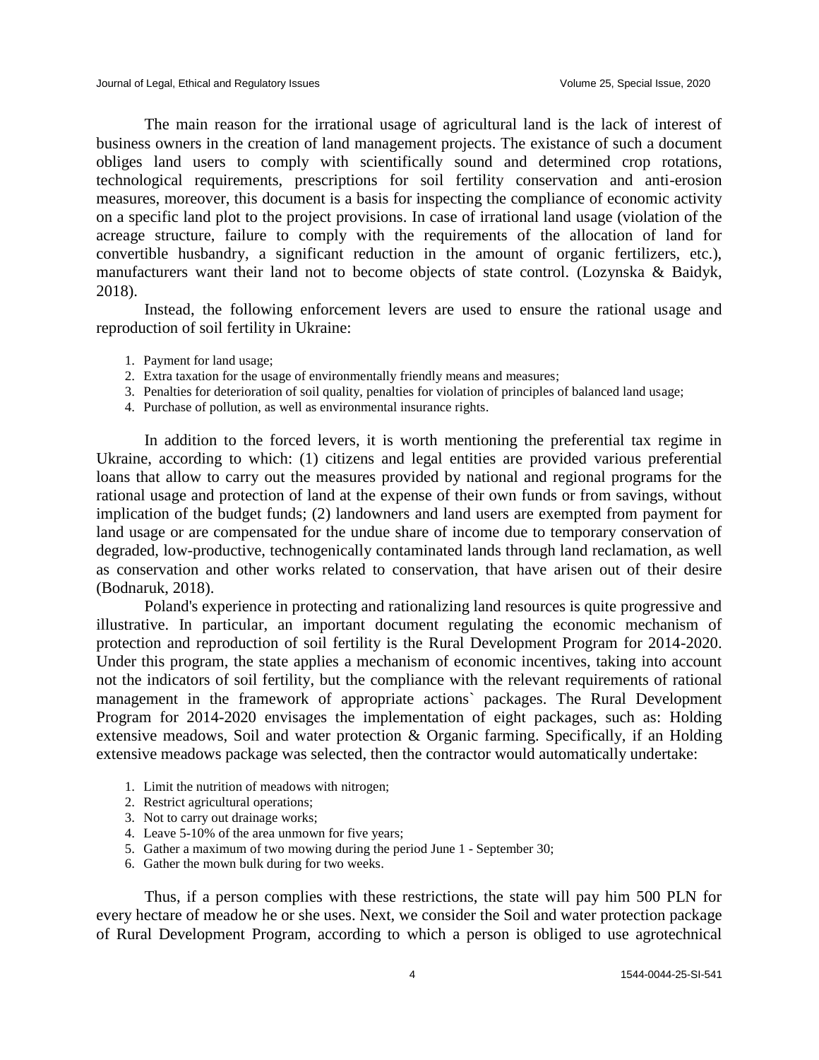The main reason for the irrational usage of agricultural land is the lack of interest of business owners in the creation of land management projects. The existance of such a document obliges land users to comply with scientifically sound and determined crop rotations, technological requirements, prescriptions for soil fertility conservation and anti-erosion measures, moreover, this document is a basis for inspecting the compliance of economic activity on a specific land plot to the project provisions. In case of irrational land usage (violation of the acreage structure, failure to comply with the requirements of the allocation of land for convertible husbandry, a significant reduction in the amount of organic fertilizers, etc.), manufacturers want their land not to become objects of state control. (Lozynska & Baidyk, 2018).

Instead, the following enforcement levers are used to ensure the rational usage and reproduction of soil fertility in Ukraine:

1. Payment for land usage;
2. Extra taxation for the usage of environmentally friendly means and measures;
3. Penalties for deterioration of soil quality, penalties for violation of principles of balanced land usage;
4. Purchase of pollution, as well as environmental insurance rights.

In addition to the forced levers, it is worth mentioning the preferential tax regime in Ukraine, according to which: (1) citizens and legal entities are provided various preferential loans that allow to carry out the measures provided by national and regional programs for the rational usage and protection of land at the expense of their own funds or from savings, without implication of the budget funds; (2) landowners and land users are exempted from payment for land usage or are compensated for the undue share of income due to temporary conservation of degraded, low-productive, technogenically contaminated lands through land reclamation, as well as conservation and other works related to conservation, that have arisen out of their desire (Bodnaruk, 2018).

Poland's experience in protecting and rationalizing land resources is quite progressive and illustrative. In particular, an important document regulating the economic mechanism of protection and reproduction of soil fertility is the Rural Development Program for 2014-2020. Under this program, the state applies a mechanism of economic incentives, taking into account not the indicators of soil fertility, but the compliance with the relevant requirements of rational management in the framework of appropriate actions` packages. The Rural Development Program for 2014-2020 envisages the implementation of eight packages, such as: Holding extensive meadows, Soil and water protection & Organic farming. Specifically, if an Holding extensive meadows package was selected, then the contractor would automatically undertake:

1. Limit the nutrition of meadows with nitrogen;
2. Restrict agricultural operations;
3. Not to carry out drainage works;
4. Leave 5-10% of the area unmown for five years;
5. Gather a maximum of two mowing during the period June 1 - September 30;
6. Gather the mown bulk during for two weeks.

Thus, if a person complies with these restrictions, the state will pay him 500 PLN for every hectare of meadow he or she uses. Next, we consider the Soil and water protection package of Rural Development Program, according to which a person is obliged to use agrotechnical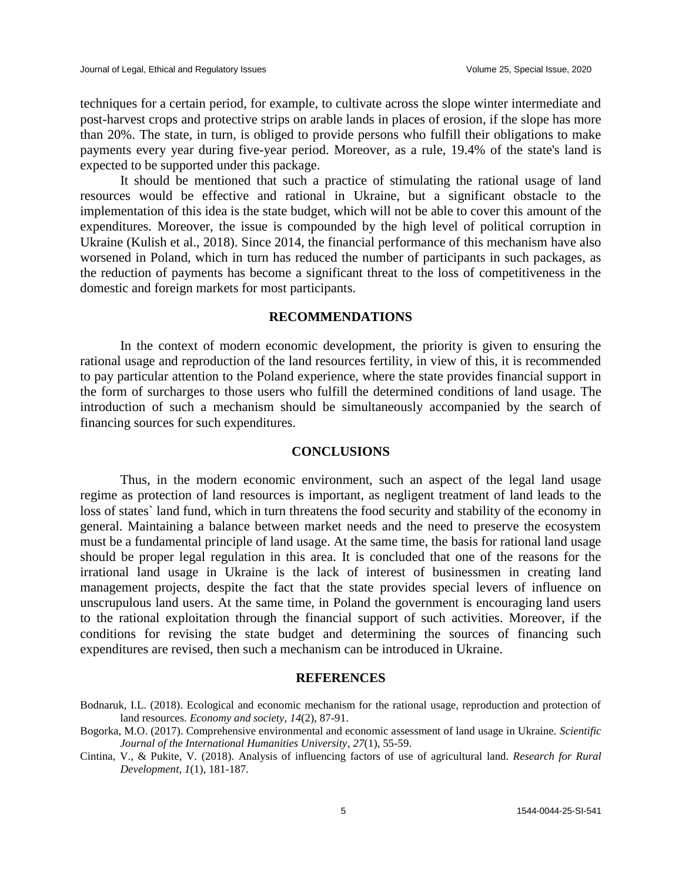techniques for a certain period, for example, to cultivate across the slope winter intermediate and post-harvest crops and protective strips on arable lands in places of erosion, if the slope has more than 20%. The state, in turn, is obliged to provide persons who fulfill their obligations to make payments every year during five-year period. Moreover, as a rule, 19.4% of the state's land is expected to be supported under this package.

It should be mentioned that such a practice of stimulating the rational usage of land resources would be effective and rational in Ukraine, but a significant obstacle to the implementation of this idea is the state budget, which will not be able to cover this amount of the expenditures. Moreover, the issue is compounded by the high level of political corruption in Ukraine (Kulish et al., 2018). Since 2014, the financial performance of this mechanism have also worsened in Poland, which in turn has reduced the number of participants in such packages, as the reduction of payments has become a significant threat to the loss of competitiveness in the domestic and foreign markets for most participants.

## RECOMMENDATIONS

In the context of modern economic development, the priority is given to ensuring the rational usage and reproduction of the land resources fertility, in view of this, it is recommended to pay particular attention to the Poland experience, where the state provides financial support in the form of surcharges to those users who fulfill the determined conditions of land usage. The introduction of such a mechanism should be simultaneously accompanied by the search of financing sources for such expenditures.

## CONCLUSIONS

Thus, in the modern economic environment, such an aspect of the legal land usage regime as protection of land resources is important, as negligent treatment of land leads to the loss of states` land fund, which in turn threatens the food security and stability of the economy in general. Maintaining a balance between market needs and the need to preserve the ecosystem must be a fundamental principle of land usage. At the same time, the basis for rational land usage should be proper legal regulation in this area. It is concluded that one of the reasons for the irrational land usage in Ukraine is the lack of interest of businessmen in creating land management projects, despite the fact that the state provides special levers of influence on unscrupulous land users. At the same time, in Poland the government is encouraging land users to the rational exploitation through the financial support of such activities. Moreover, if the conditions for revising the state budget and determining the sources of financing such expenditures are revised, then such a mechanism can be introduced in Ukraine.

## REFERENCES

Bodnaruk, I.L. (2018). Ecological and economic mechanism for the rational usage, reproduction and protection of land resources. *Economy and society, 14*(2), 87-91.

Bogorka, M.O. (2017). Comprehensive environmental and economic assessment of land usage in Ukraine. *Scientific Journal of the International Humanities University*, *27*(1), 55-59.

Cintina, V., & Pukite, V. (2018). Analysis of influencing factors of use of agricultural land. *Research for Rural Development, 1*(1), 181-187.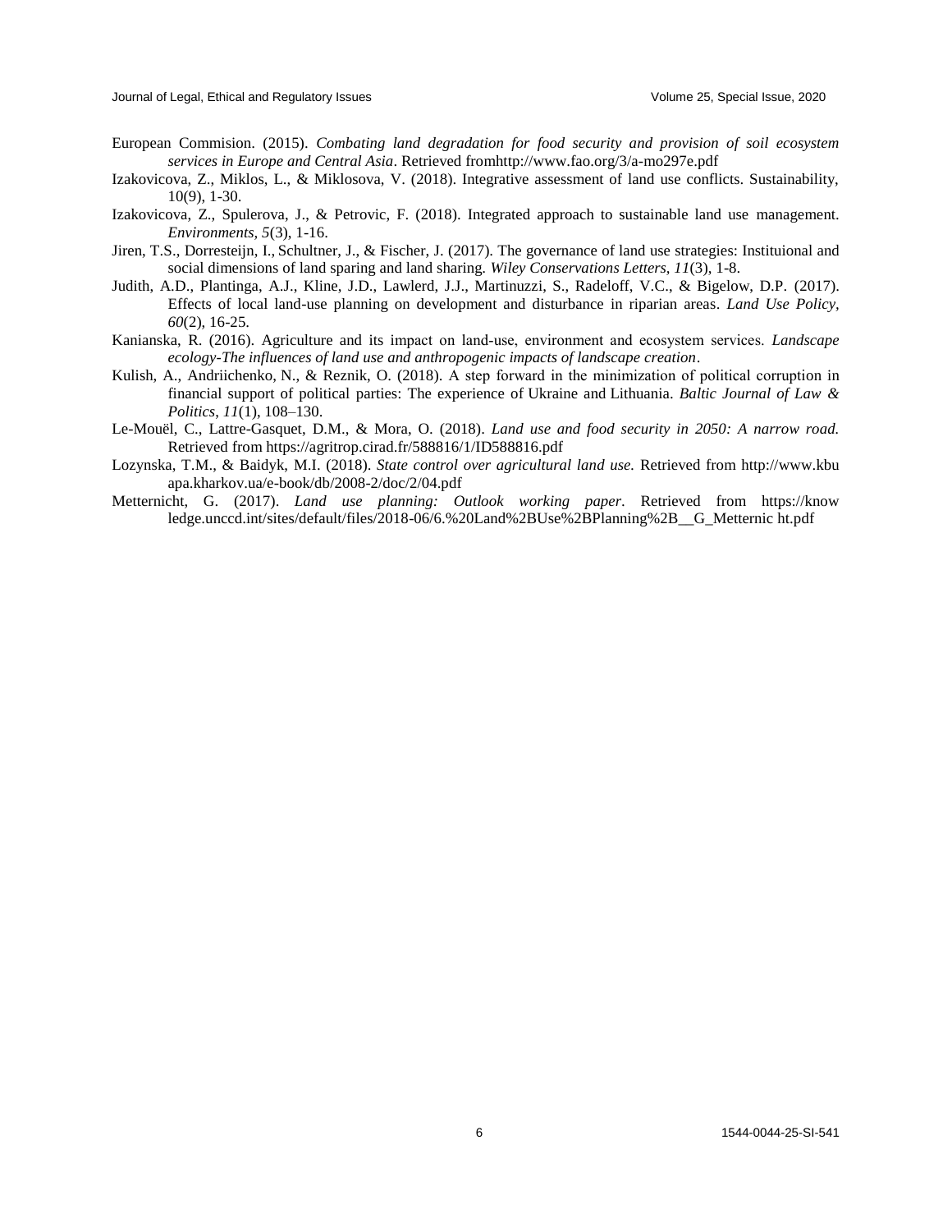European Commision. (2015). *Combating land degradation for food security and provision of soil ecosystem services in Europe and Central Asia*. Retrieved fromhttp://www.fao.org/3/a-mo297e.pdf

Izakovicova, Z., Miklos, L., & Miklosova, V. (2018). Integrative assessment of land use conflicts. Sustainability, 10(9), 1-30.

Izakovicova, Z., Spulerova, J., & Petrovic, F. (2018). Integrated approach to sustainable land use management. *Environments, 5*(3), 1-16.

Jiren, T.S., Dorresteijn, I., Schultner, J., & Fischer, J. (2017). The governance of land use strategies: Instituional and social dimensions of land sparing and land sharing. *Wiley Conservations Letters, 11*(3), 1-8.

Judith, A.D., Plantinga, A.J., Kline, J.D., Lawlerd, J.J., Martinuzzi, S., Radeloff, V.C., & Bigelow, D.P. (2017). Effects of local land-use planning on development and disturbance in riparian areas. *Land Use Policy, 60*(2), 16-25.

Kanianska, R. (2016). Agriculture and its impact on land-use, environment and ecosystem services. *Landscape ecology-The influences of land use and anthropogenic impacts of landscape creation*.

Kulish, A., Andriichenko, N., & Reznik, O. (2018). A step forward in the minimization of political corruption in financial support of political parties: The experience of Ukraine and Lithuania. *Baltic Journal of Law & Politics*, *11*(1), 108–130.

Le-Mouël, C., Lattre-Gasquet, D.M., & Mora, O. (2018). *Land use and food security in 2050: A narrow road.* Retrieved from https://agritrop.cirad.fr/588816/1/ID588816.pdf

Lozynska, T.M., & Baidyk, M.I. (2018). *State control over agricultural land use.* Retrieved from http://www.kbuapa.kharkov.ua/e-book/db/2008-2/doc/2/04.pdf

Metternicht, G. (2017). *Land use planning: Outlook working paper*. Retrieved from https://knowledge.unccd.int/sites/default/files/2018-06/6.%20Land%2BUse%2BPlanning%2B__G_Metternic ht.pdf